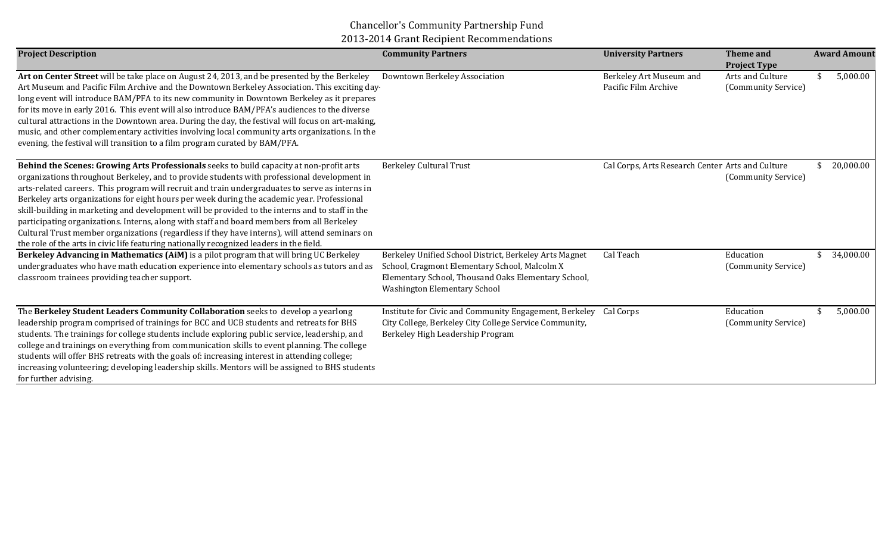# Chancellor's Community Partnership Fund

## 2013-2014 Grant Recipient Recommendations

| Project Description | Community Partners | University Partners | Theme and Project Type | Award Amount |
|---|---|---|---|---|
| **Art on Center Street** will be take place on August 24, 2013, and be presented by the Berkeley Art Museum and Pacific Film Archive and the Downtown Berkeley Association. This exciting day-long event will introduce BAM/PFA to its new community in Downtown Berkeley as it prepares for its move in early 2016. This event will also introduce BAM/PFA's audiences to the diverse cultural attractions in the Downtown area. During the day, the festival will focus on art-making, music, and other complementary activities involving local community arts organizations. In the evening, the festival will transition to a film program curated by BAM/PFA. | Downtown Berkeley Association | Berkeley Art Museum and Pacific Film Archive | Arts and Culture (Community Service) | $ 5,000.00 |
| **Behind the Scenes: Growing Arts Professionals** seeks to build capacity at non-profit arts organizations throughout Berkeley, and to provide students with professional development in arts-related careers. This program will recruit and train undergraduates to serve as interns in Berkeley arts organizations for eight hours per week during the academic year. Professional skill-building in marketing and development will be provided to the interns and to staff in the participating organizations. Interns, along with staff and board members from all Berkeley Cultural Trust member organizations (regardless if they have interns), will attend seminars on the role of the arts in civic life featuring nationally recognized leaders in the field. | Berkeley Cultural Trust | Cal Corps, Arts Research Center | Arts and Culture (Community Service) | $ 20,000.00 |
| **Berkeley Advancing in Mathematics (AiM)** is a pilot program that will bring UC Berkeley undergraduates who have math education experience into elementary schools as tutors and as classroom trainees providing teacher support. | Berkeley Unified School District, Berkeley Arts Magnet School, Cragmont Elementary School, Malcolm X Elementary School, Thousand Oaks Elementary School, Washington Elementary School | Cal Teach | Education (Community Service) | $ 34,000.00 |
| The **Berkeley Student Leaders Community Collaboration** seeks to develop a yearlong leadership program comprised of trainings for BCC and UCB students and retreats for BHS students. The trainings for college students include exploring public service, leadership, and college and trainings on everything from communication skills to event planning. The college students will offer BHS retreats with the goals of: increasing interest in attending college; increasing volunteering; developing leadership skills. Mentors will be assigned to BHS students for further advising. | Institute for Civic and Community Engagement, Berkeley City College, Berkeley City College Service Community, Berkeley High Leadership Program | Cal Corps | Education (Community Service) | $ 5,000.00 |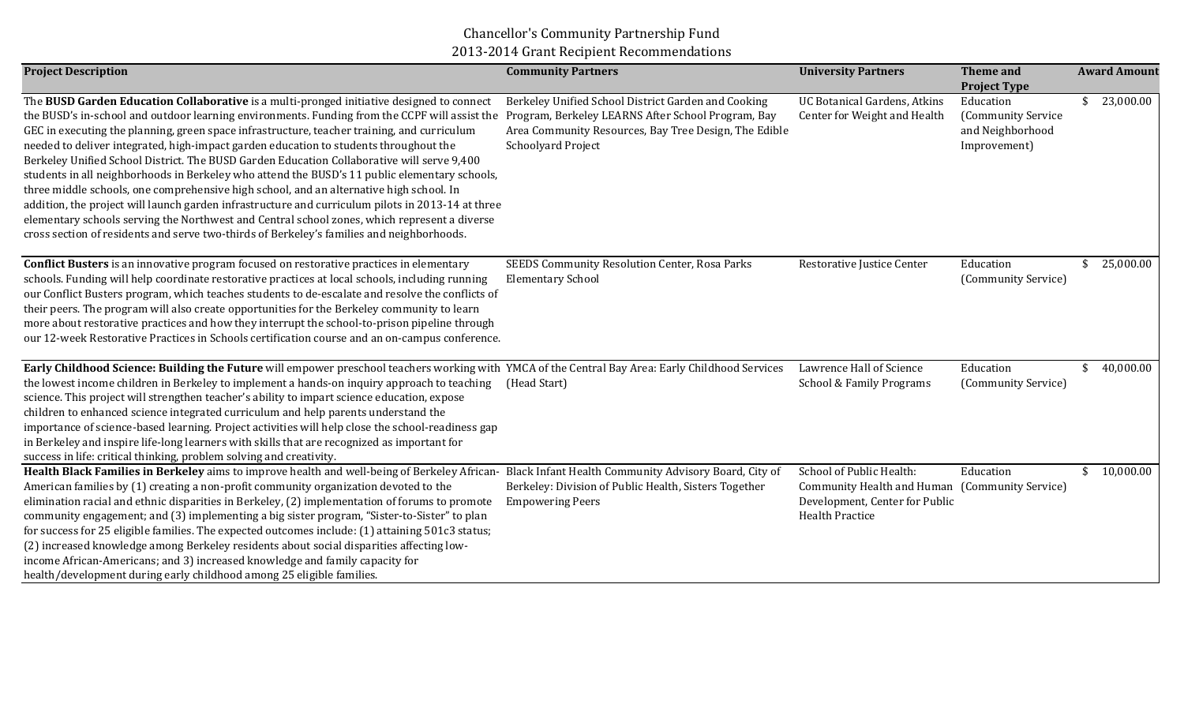# Chancellor's Community Partnership Fund

## 2013-2014 Grant Recipient Recommendations

| Project Description | Community Partners | University Partners | Theme and Project Type | Award Amount |
|---|---|---|---|---|
| The **BUSD Garden Education Collaborative** is a multi-pronged initiative designed to connect the BUSD's in-school and outdoor learning environments. Funding from the CCPF will assist the GEC in executing the planning, green space infrastructure, teacher training, and curriculum needed to deliver integrated, high-impact garden education to students throughout the Berkeley Unified School District. The BUSD Garden Education Collaborative will serve 9,400 students in all neighborhoods in Berkeley who attend the BUSD's 11 public elementary schools, three middle schools, one comprehensive high school, and an alternative high school. In addition, the project will launch garden infrastructure and curriculum pilots in 2013-14 at three elementary schools serving the Northwest and Central school zones, which represent a diverse cross section of residents and serve two-thirds of Berkeley's families and neighborhoods. | Berkeley Unified School District Garden and Cooking Program, Berkeley LEARNS After School Program, Bay Area Community Resources, Bay Tree Design, The Edible Schoolyard Project | UC Botanical Gardens, Atkins Center for Weight and Health | Education (Community Service and Neighborhood Improvement) | $ 23,000.00 |
| **Conflict Busters** is an innovative program focused on restorative practices in elementary schools. Funding will help coordinate restorative practices at local schools, including running our Conflict Busters program, which teaches students to de-escalate and resolve the conflicts of their peers. The program will also create opportunities for the Berkeley community to learn more about restorative practices and how they interrupt the school-to-prison pipeline through our 12-week Restorative Practices in Schools certification course and an on-campus conference. | SEEDS Community Resolution Center, Rosa Parks Elementary School | Restorative Justice Center | Education (Community Service) | $ 25,000.00 |
| **Early Childhood Science: Building the Future** will empower preschool teachers working with the lowest income children in Berkeley to implement a hands-on inquiry approach to teaching science. This project will strengthen teacher's ability to impart science education, expose children to enhanced science integrated curriculum and help parents understand the importance of science-based learning. Project activities will help close the school-readiness gap in Berkeley and inspire life-long learners with skills that are recognized as important for success in life: critical thinking, problem solving and creativity. | YMCA of the Central Bay Area: Early Childhood Services (Head Start) | Lawrence Hall of Science School & Family Programs | Education (Community Service) | $ 40,000.00 |
| **Health Black Families in Berkeley** aims to improve health and well-being of Berkeley African-American families by (1) creating a non-profit community organization devoted to the elimination racial and ethnic disparities in Berkeley, (2) implementation of forums to promote community engagement; and (3) implementing a big sister program, "Sister-to-Sister" to plan for success for 25 eligible families. The expected outcomes include: (1) attaining 501c3 status; (2) increased knowledge among Berkeley residents about social disparities affecting low-income African-Americans; and 3) increased knowledge and family capacity for health/development during early childhood among 25 eligible families. | Black Infant Health Community Advisory Board, City of Berkeley: Division of Public Health, Sisters Together Empowering Peers | School of Public Health: Community Health and Human Development, Center for Public Health Practice | Education (Community Service) | $ 10,000.00 |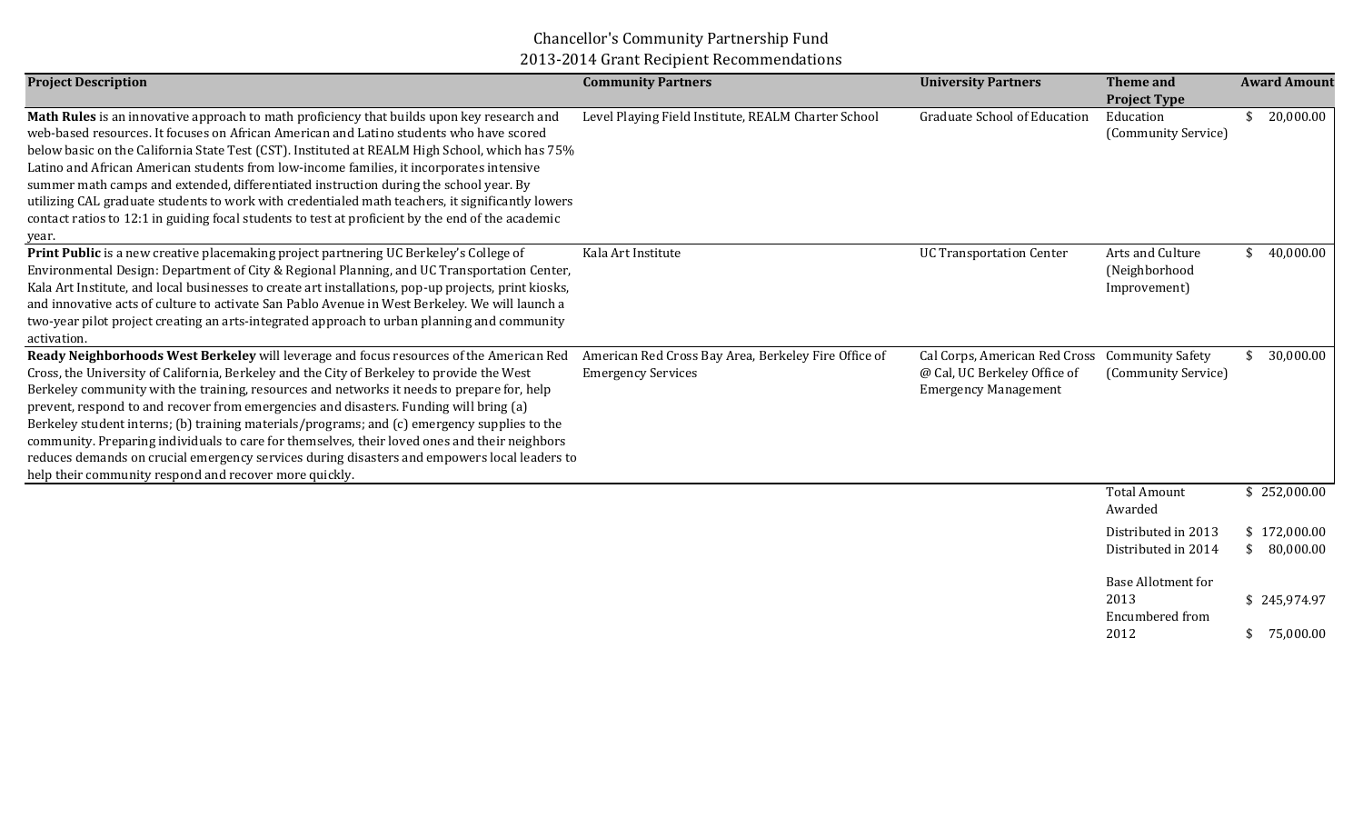Chancellor's Community Partnership Fund
2013-2014 Grant Recipient Recommendations

| Project Description | Community Partners | University Partners | Theme and Project Type | Award Amount |
|---|---|---|---|---|
| **Math Rules** is an innovative approach to math proficiency that builds upon key research and web-based resources. It focuses on African American and Latino students who have scored below basic on the California State Test (CST). Instituted at REALM High School, which has 75% Latino and African American students from low-income families, it incorporates intensive summer math camps and extended, differentiated instruction during the school year. By utilizing CAL graduate students to work with credentialed math teachers, it significantly lowers contact ratios to 12:1 in guiding focal students to test at proficient by the end of the academic year. | Level Playing Field Institute, REALM Charter School | Graduate School of Education | Education (Community Service) | $ 20,000.00 |
| **Print Public** is a new creative placemaking project partnering UC Berkeley's College of Environmental Design: Department of City & Regional Planning, and UC Transportation Center, Kala Art Institute, and local businesses to create art installations, pop-up projects, print kiosks, and innovative acts of culture to activate San Pablo Avenue in West Berkeley. We will launch a two-year pilot project creating an arts-integrated approach to urban planning and community activation. | Kala Art Institute | UC Transportation Center | Arts and Culture (Neighborhood Improvement) | $ 40,000.00 |
| **Ready Neighborhoods West Berkeley** will leverage and focus resources of the American Red Cross, the University of California, Berkeley and the City of Berkeley to provide the West Berkeley community with the training, resources and networks it needs to prepare for, help prevent, respond to and recover from emergencies and disasters. Funding will bring (a) Berkeley student interns; (b) training materials/programs; and (c) emergency supplies to the community. Preparing individuals to care for themselves, their loved ones and their neighbors reduces demands on crucial emergency services during disasters and empowers local leaders to help their community respond and recover more quickly. | American Red Cross Bay Area, Berkeley Fire Office of Emergency Services | Cal Corps, American Red Cross @ Cal, UC Berkeley Office of Emergency Management | Community Safety (Community Service) | $ 30,000.00 |
| | | | Total Amount Awarded | $ 252,000.00 |
| | | | Distributed in 2013 | $ 172,000.00 |
| | | | Distributed in 2014 | $ 80,000.00 |
| | | | Base Allotment for 2013 | $ 245,974.97 |
| | | | Encumbered from 2012 | $ 75,000.00 |